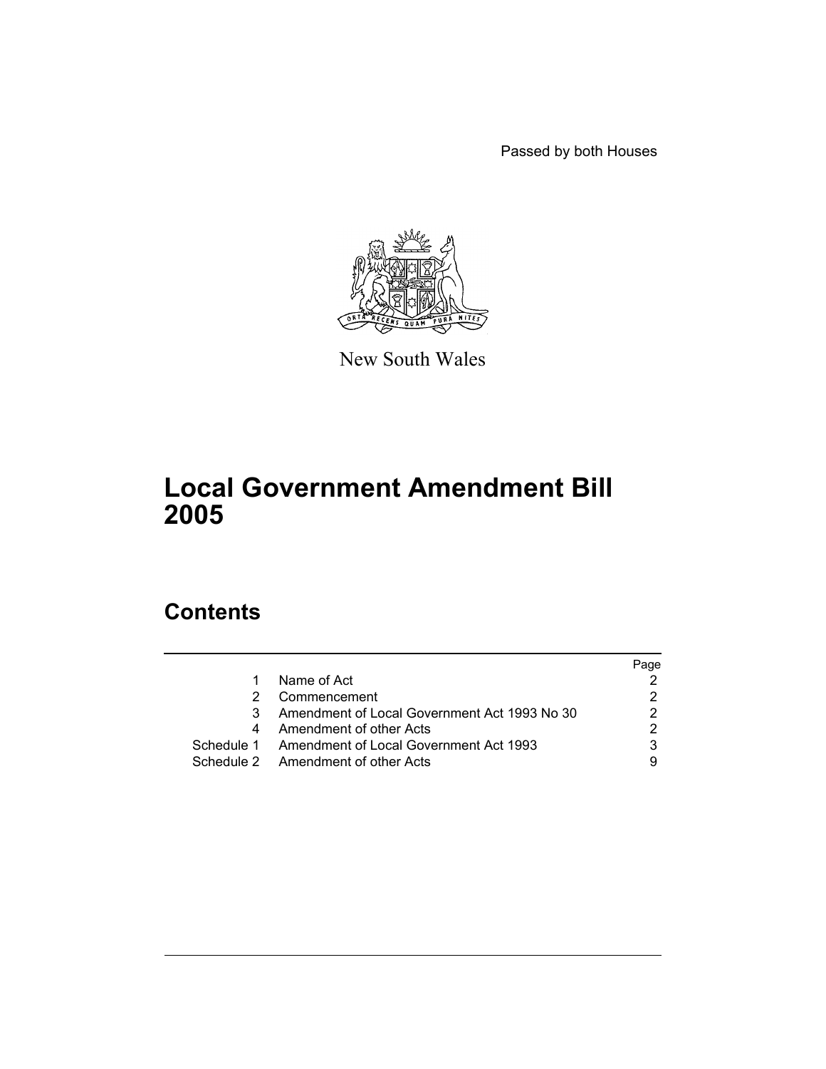Passed by both Houses

New South Wales

# Local Government Amendment Bill 2005

## Contents

| | | Page |
|---|---|---|
| 1 | Name of Act | 2 |
| 2 | Commencement | 2 |
| 3 | Amendment of Local Government Act 1993 No 30 | 2 |
| 4 | Amendment of other Acts | 2 |
| Schedule 1 | Amendment of Local Government Act 1993 | 3 |
| Schedule 2 | Amendment of other Acts | 9 |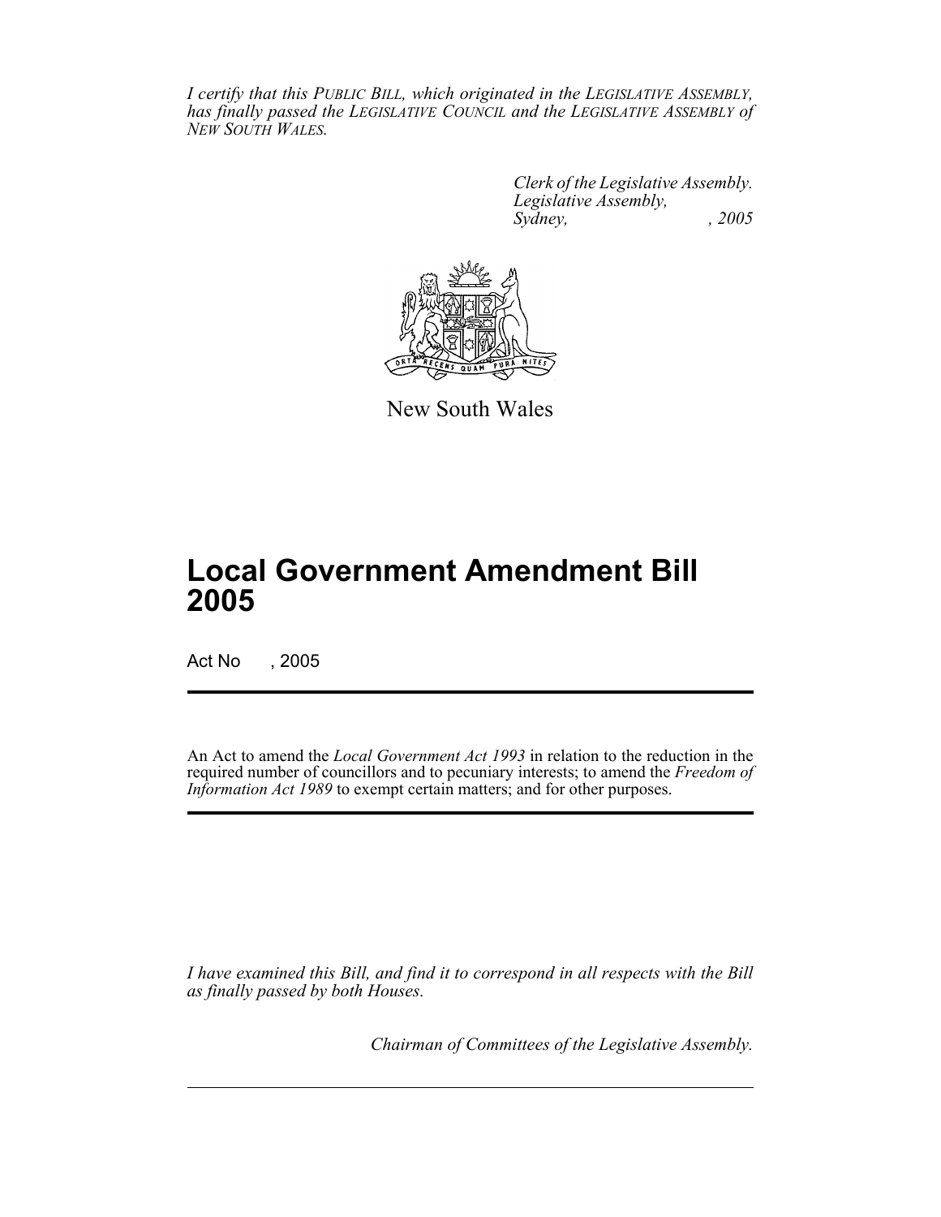*I certify that this PUBLIC BILL, which originated in the LEGISLATIVE ASSEMBLY, has finally passed the LEGISLATIVE COUNCIL and the LEGISLATIVE ASSEMBLY of NEW SOUTH WALES.*

*Clerk of the Legislative Assembly.*
*Legislative Assembly,*
*Sydney, , 2005*

New South Wales

# Local Government Amendment Bill 2005

Act No , 2005

An Act to amend the *Local Government Act 1993* in relation to the reduction in the required number of councillors and to pecuniary interests; to amend the *Freedom of Information Act 1989* to exempt certain matters; and for other purposes.

*I have examined this Bill, and find it to correspond in all respects with the Bill as finally passed by both Houses.*

*Chairman of Committees of the Legislative Assembly.*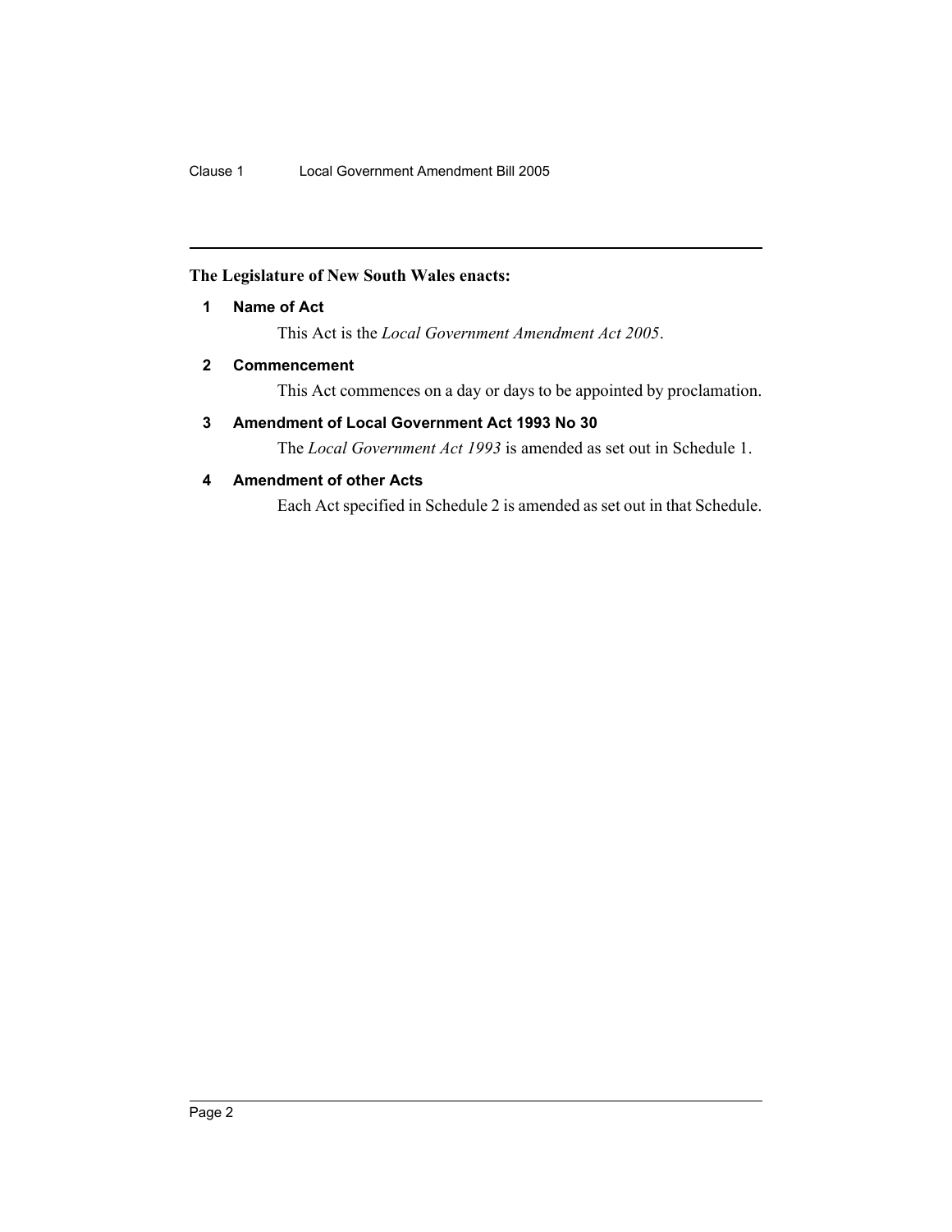**The Legislature of New South Wales enacts:**

### 1 Name of Act

This Act is the *Local Government Amendment Act 2005*.

### 2 Commencement

This Act commences on a day or days to be appointed by proclamation.

### 3 Amendment of Local Government Act 1993 No 30

The *Local Government Act 1993* is amended as set out in Schedule 1.

### 4 Amendment of other Acts

Each Act specified in Schedule 2 is amended as set out in that Schedule.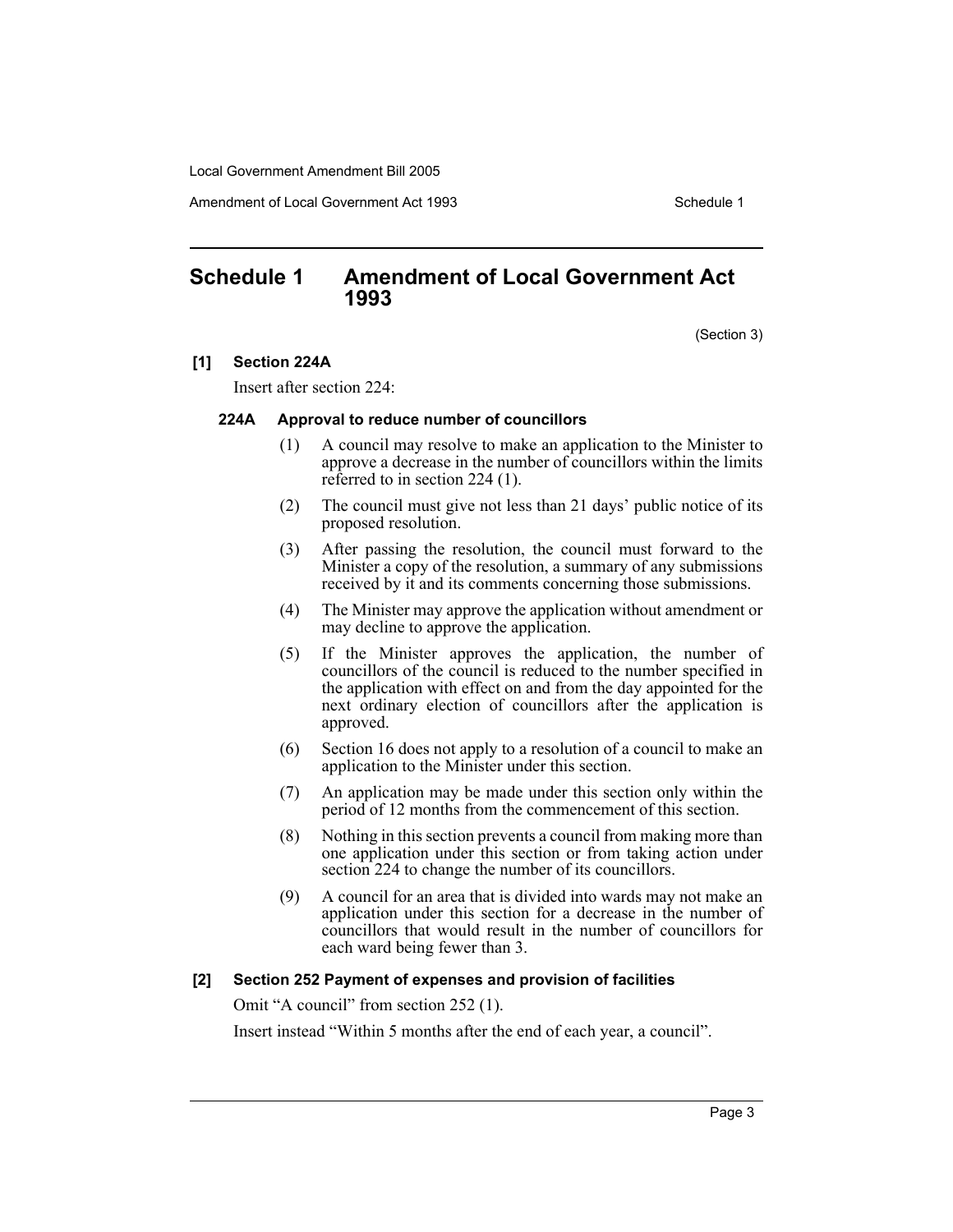## Schedule 1 Amendment of Local Government Act 1993

(Section 3)

**[1] Section 224A**

Insert after section 224:

**224A Approval to reduce number of councillors**

(1) A council may resolve to make an application to the Minister to approve a decrease in the number of councillors within the limits referred to in section 224 (1).

(2) The council must give not less than 21 days' public notice of its proposed resolution.

(3) After passing the resolution, the council must forward to the Minister a copy of the resolution, a summary of any submissions received by it and its comments concerning those submissions.

(4) The Minister may approve the application without amendment or may decline to approve the application.

(5) If the Minister approves the application, the number of councillors of the council is reduced to the number specified in the application with effect on and from the day appointed for the next ordinary election of councillors after the application is approved.

(6) Section 16 does not apply to a resolution of a council to make an application to the Minister under this section.

(7) An application may be made under this section only within the period of 12 months from the commencement of this section.

(8) Nothing in this section prevents a council from making more than one application under this section or from taking action under section 224 to change the number of its councillors.

(9) A council for an area that is divided into wards may not make an application under this section for a decrease in the number of councillors that would result in the number of councillors for each ward being fewer than 3.

**[2] Section 252 Payment of expenses and provision of facilities**

Omit "A council" from section 252 (1).

Insert instead "Within 5 months after the end of each year, a council".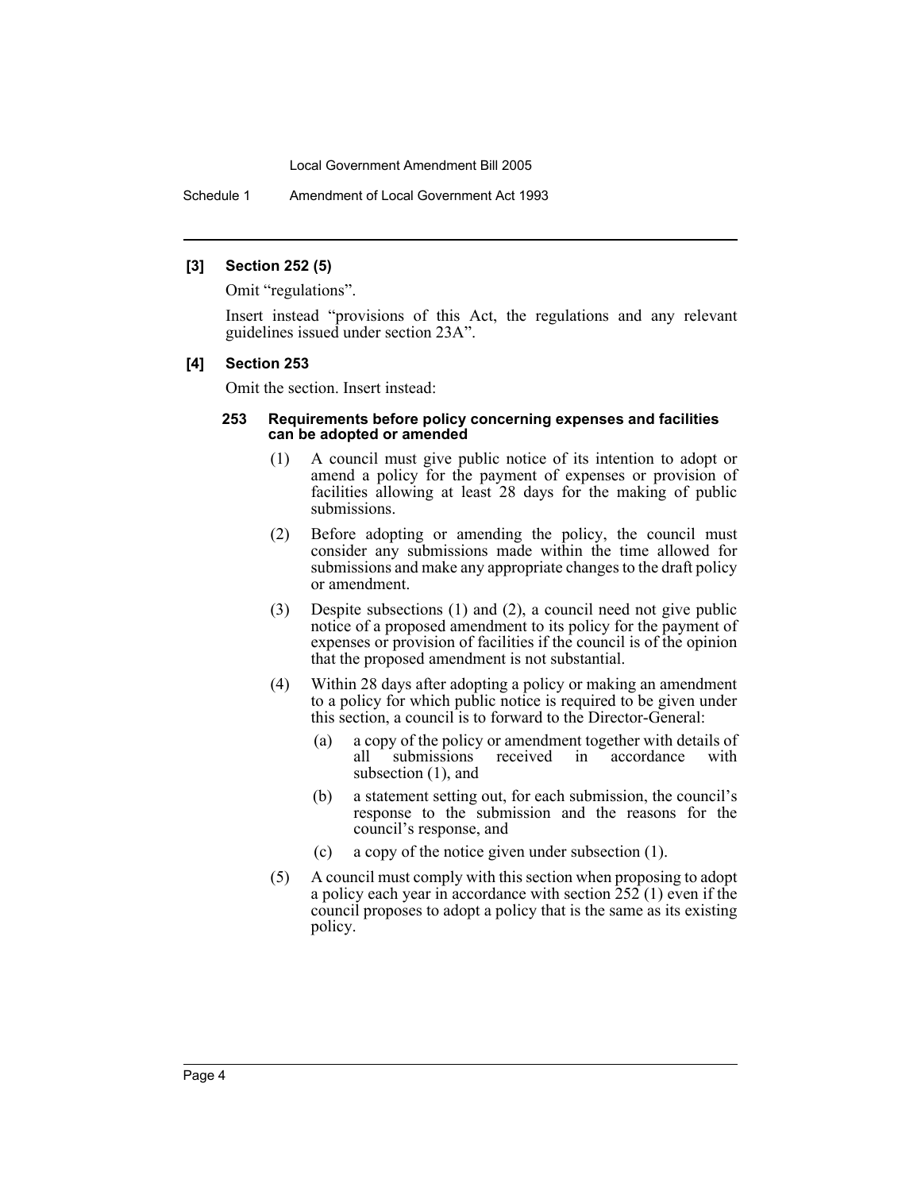**[3] Section 252 (5)**

Omit "regulations".

Insert instead "provisions of this Act, the regulations and any relevant guidelines issued under section 23A".

**[4] Section 253**

Omit the section. Insert instead:

**253 Requirements before policy concerning expenses and facilities can be adopted or amended**

(1) A council must give public notice of its intention to adopt or amend a policy for the payment of expenses or provision of facilities allowing at least 28 days for the making of public submissions.

(2) Before adopting or amending the policy, the council must consider any submissions made within the time allowed for submissions and make any appropriate changes to the draft policy or amendment.

(3) Despite subsections (1) and (2), a council need not give public notice of a proposed amendment to its policy for the payment of expenses or provision of facilities if the council is of the opinion that the proposed amendment is not substantial.

(4) Within 28 days after adopting a policy or making an amendment to a policy for which public notice is required to be given under this section, a council is to forward to the Director-General:

(a) a copy of the policy or amendment together with details of all submissions received in accordance with subsection (1), and

(b) a statement setting out, for each submission, the council's response to the submission and the reasons for the council's response, and

(c) a copy of the notice given under subsection (1).

(5) A council must comply with this section when proposing to adopt a policy each year in accordance with section 252 (1) even if the council proposes to adopt a policy that is the same as its existing policy.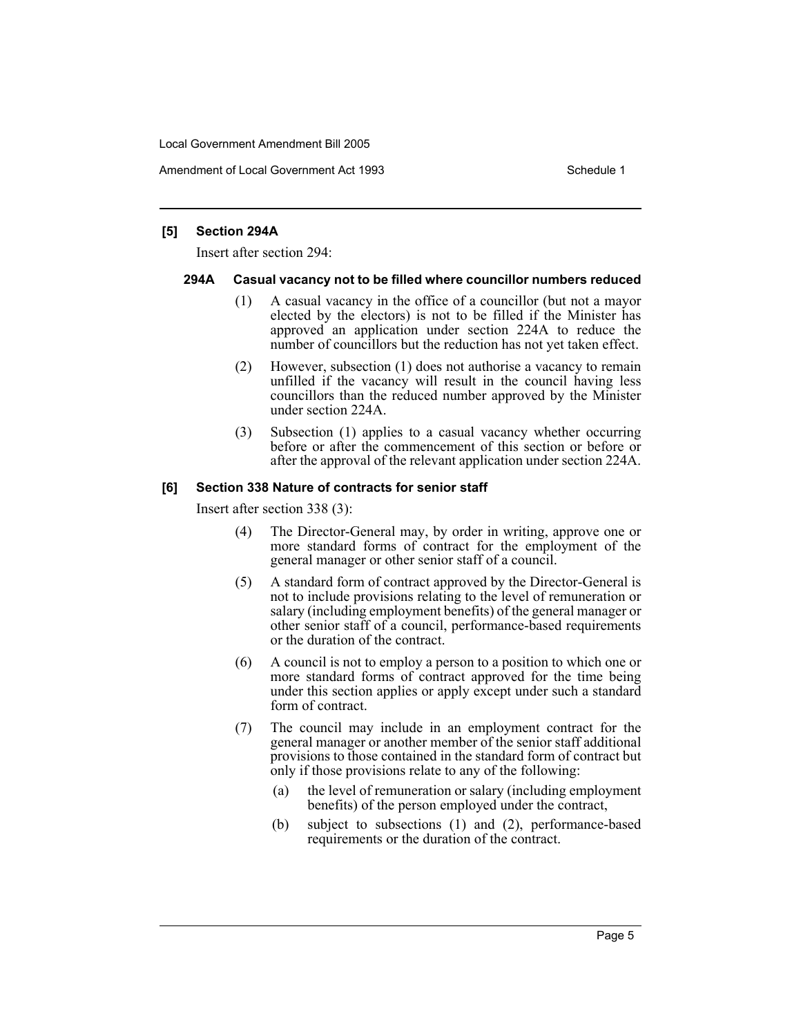**[5] Section 294A**

Insert after section 294:

**294A Casual vacancy not to be filled where councillor numbers reduced**

(1) A casual vacancy in the office of a councillor (but not a mayor elected by the electors) is not to be filled if the Minister has approved an application under section 224A to reduce the number of councillors but the reduction has not yet taken effect.

(2) However, subsection (1) does not authorise a vacancy to remain unfilled if the vacancy will result in the council having less councillors than the reduced number approved by the Minister under section 224A.

(3) Subsection (1) applies to a casual vacancy whether occurring before or after the commencement of this section or before or after the approval of the relevant application under section 224A.

**[6] Section 338 Nature of contracts for senior staff**

Insert after section 338 (3):

(4) The Director-General may, by order in writing, approve one or more standard forms of contract for the employment of the general manager or other senior staff of a council.

(5) A standard form of contract approved by the Director-General is not to include provisions relating to the level of remuneration or salary (including employment benefits) of the general manager or other senior staff of a council, performance-based requirements or the duration of the contract.

(6) A council is not to employ a person to a position to which one or more standard forms of contract approved for the time being under this section applies or apply except under such a standard form of contract.

(7) The council may include in an employment contract for the general manager or another member of the senior staff additional provisions to those contained in the standard form of contract but only if those provisions relate to any of the following:

(a) the level of remuneration or salary (including employment benefits) of the person employed under the contract,

(b) subject to subsections (1) and (2), performance-based requirements or the duration of the contract.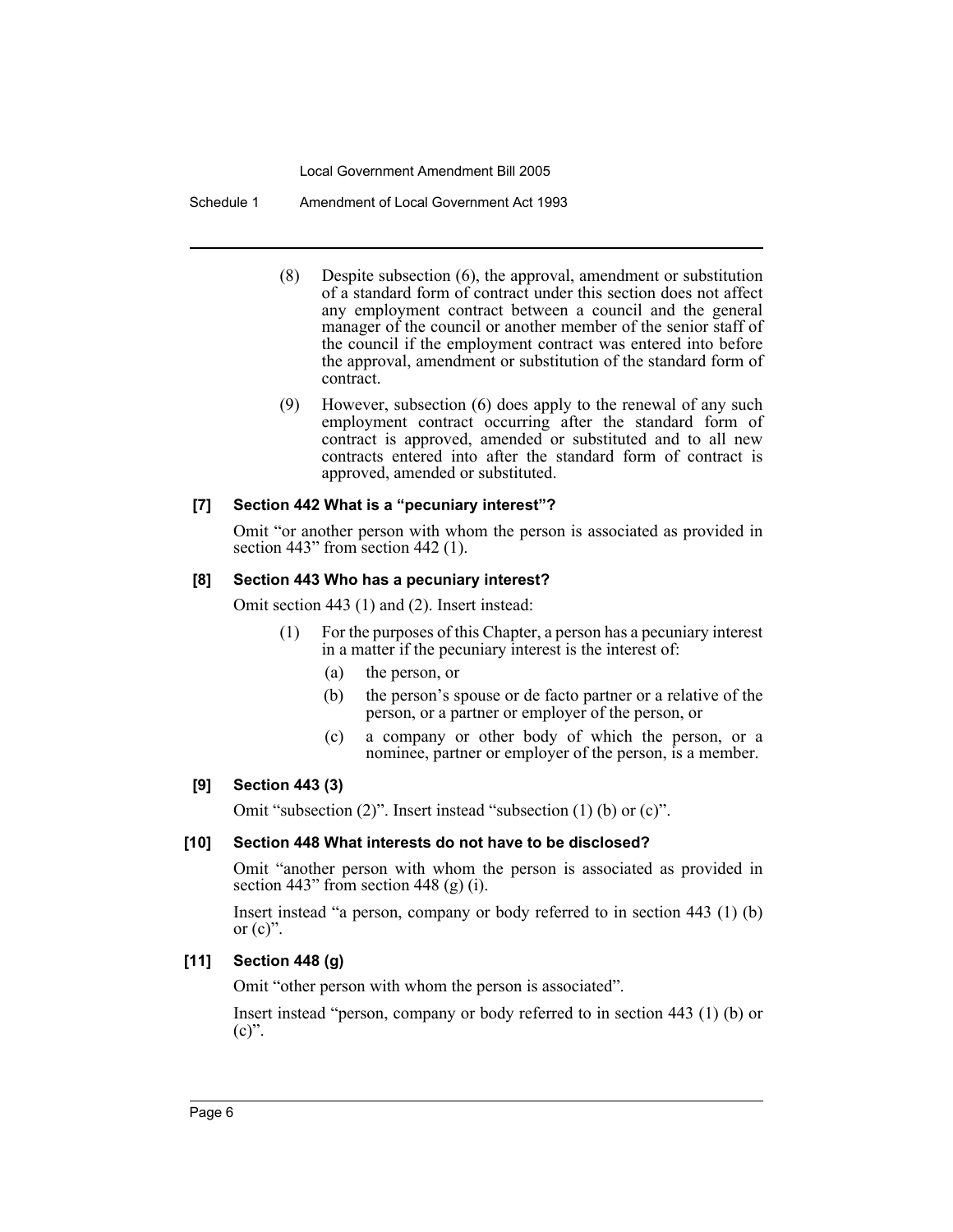(8) Despite subsection (6), the approval, amendment or substitution of a standard form of contract under this section does not affect any employment contract between a council and the general manager of the council or another member of the senior staff of the council if the employment contract was entered into before the approval, amendment or substitution of the standard form of contract.

(9) However, subsection (6) does apply to the renewal of any such employment contract occurring after the standard form of contract is approved, amended or substituted and to all new contracts entered into after the standard form of contract is approved, amended or substituted.

#### [7] Section 442 What is a "pecuniary interest"?

Omit "or another person with whom the person is associated as provided in section 443" from section 442 (1).

#### [8] Section 443 Who has a pecuniary interest?

Omit section 443 (1) and (2). Insert instead:

(1) For the purposes of this Chapter, a person has a pecuniary interest in a matter if the pecuniary interest is the interest of:

- (a) the person, or
- (b) the person's spouse or de facto partner or a relative of the person, or a partner or employer of the person, or
- (c) a company or other body of which the person, or a nominee, partner or employer of the person, is a member.

#### [9] Section 443 (3)

Omit "subsection (2)". Insert instead "subsection (1) (b) or (c)".

#### [10] Section 448 What interests do not have to be disclosed?

Omit "another person with whom the person is associated as provided in section 443" from section 448 (g) (i).

Insert instead "a person, company or body referred to in section 443 (1) (b) or (c)".

#### [11] Section 448 (g)

Omit "other person with whom the person is associated".

Insert instead "person, company or body referred to in section 443 (1) (b) or (c)".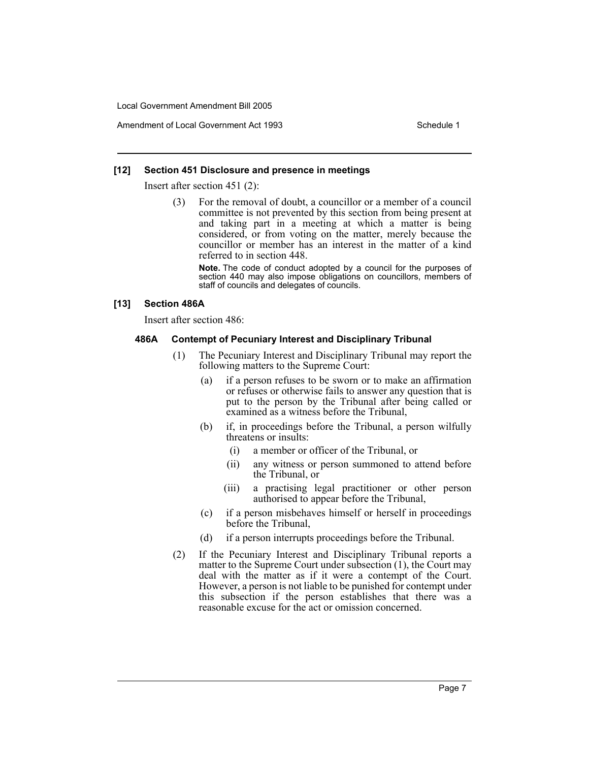### [12] Section 451 Disclosure and presence in meetings

Insert after section 451 (2):

(3) For the removal of doubt, a councillor or a member of a council committee is not prevented by this section from being present at and taking part in a meeting at which a matter is being considered, or from voting on the matter, merely because the councillor or member has an interest in the matter of a kind referred to in section 448.

**Note.** The code of conduct adopted by a council for the purposes of section 440 may also impose obligations on councillors, members of staff of councils and delegates of councils.

### [13] Section 486A

Insert after section 486:

#### 486A Contempt of Pecuniary Interest and Disciplinary Tribunal

(1) The Pecuniary Interest and Disciplinary Tribunal may report the following matters to the Supreme Court:

- (a) if a person refuses to be sworn or to make an affirmation or refuses or otherwise fails to answer any question that is put to the person by the Tribunal after being called or examined as a witness before the Tribunal,
- (b) if, in proceedings before the Tribunal, a person wilfully threatens or insults:
  - (i) a member or officer of the Tribunal, or
  - (ii) any witness or person summoned to attend before the Tribunal, or
  - (iii) a practising legal practitioner or other person authorised to appear before the Tribunal,
- (c) if a person misbehaves himself or herself in proceedings before the Tribunal,
- (d) if a person interrupts proceedings before the Tribunal.

(2) If the Pecuniary Interest and Disciplinary Tribunal reports a matter to the Supreme Court under subsection (1), the Court may deal with the matter as if it were a contempt of the Court. However, a person is not liable to be punished for contempt under this subsection if the person establishes that there was a reasonable excuse for the act or omission concerned.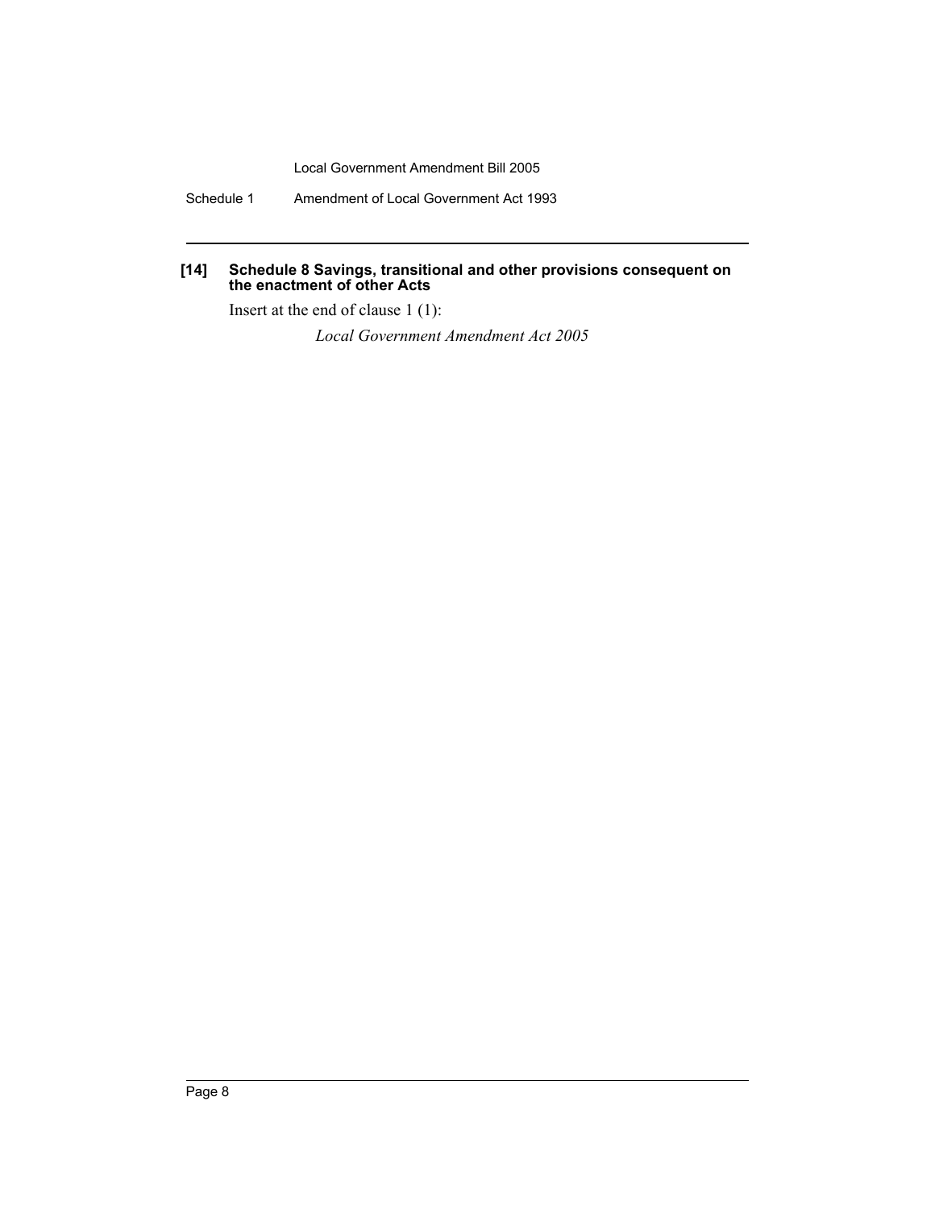**[14] Schedule 8 Savings, transitional and other provisions consequent on the enactment of other Acts**

Insert at the end of clause 1 (1):

*Local Government Amendment Act 2005*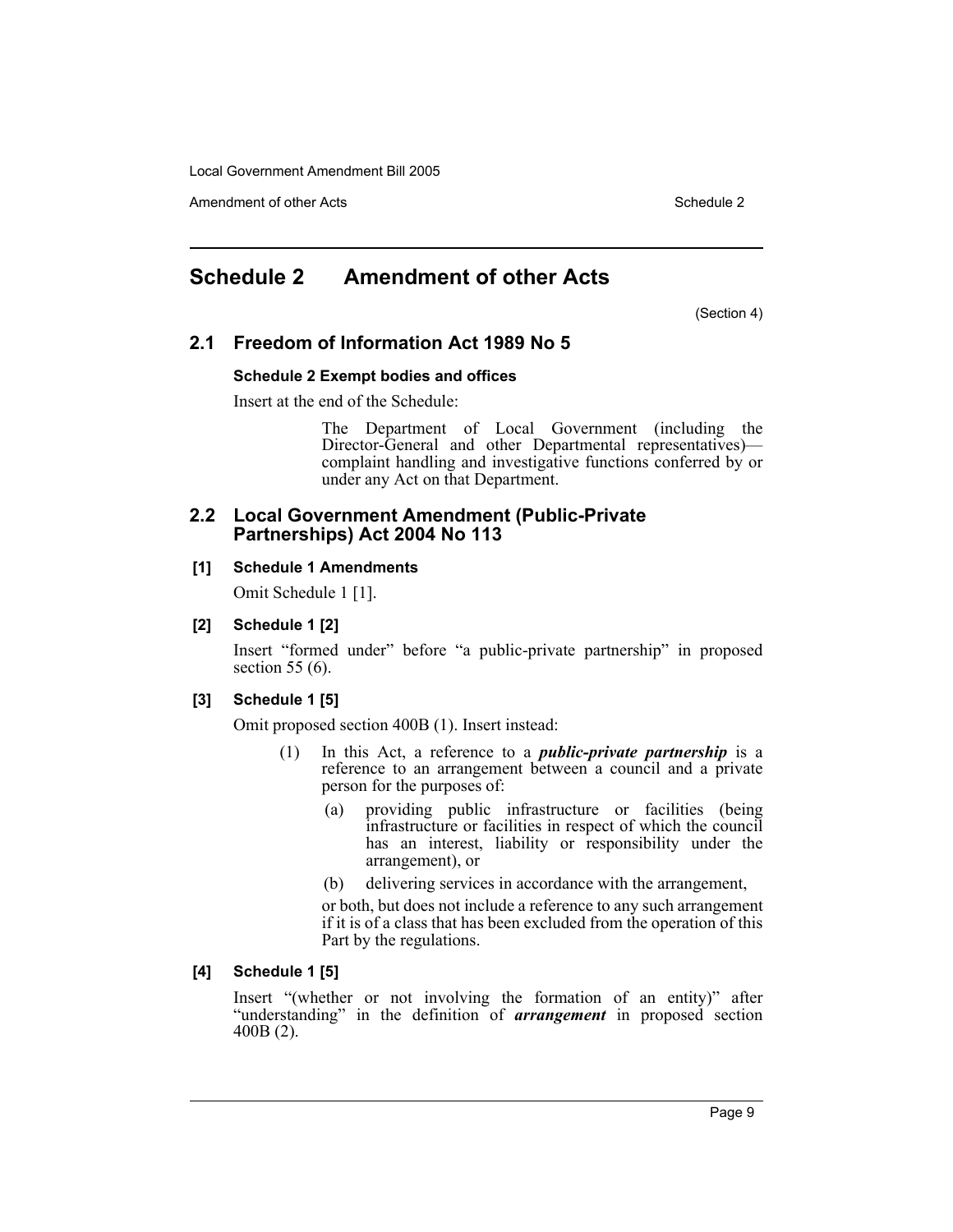## Schedule 2 Amendment of other Acts

(Section 4)

### 2.1 Freedom of Information Act 1989 No 5

**Schedule 2 Exempt bodies and offices**

Insert at the end of the Schedule:

> The Department of Local Government (including the Director-General and other Departmental representatives)—complaint handling and investigative functions conferred by or under any Act on that Department.

### 2.2 Local Government Amendment (Public-Private Partnerships) Act 2004 No 113

**[1] Schedule 1 Amendments**

Omit Schedule 1 [1].

**[2] Schedule 1 [2]**

Insert "formed under" before "a public-private partnership" in proposed section 55 (6).

**[3] Schedule 1 [5]**

Omit proposed section 400B (1). Insert instead:

> (1) In this Act, a reference to a ***public-private partnership*** is a reference to an arrangement between a council and a private person for the purposes of:
>
> (a) providing public infrastructure or facilities (being infrastructure or facilities in respect of which the council has an interest, liability or responsibility under the arrangement), or
>
> (b) delivering services in accordance with the arrangement,
>
> or both, but does not include a reference to any such arrangement if it is of a class that has been excluded from the operation of this Part by the regulations.

**[4] Schedule 1 [5]**

Insert "(whether or not involving the formation of an entity)" after "understanding" in the definition of ***arrangement*** in proposed section 400B (2).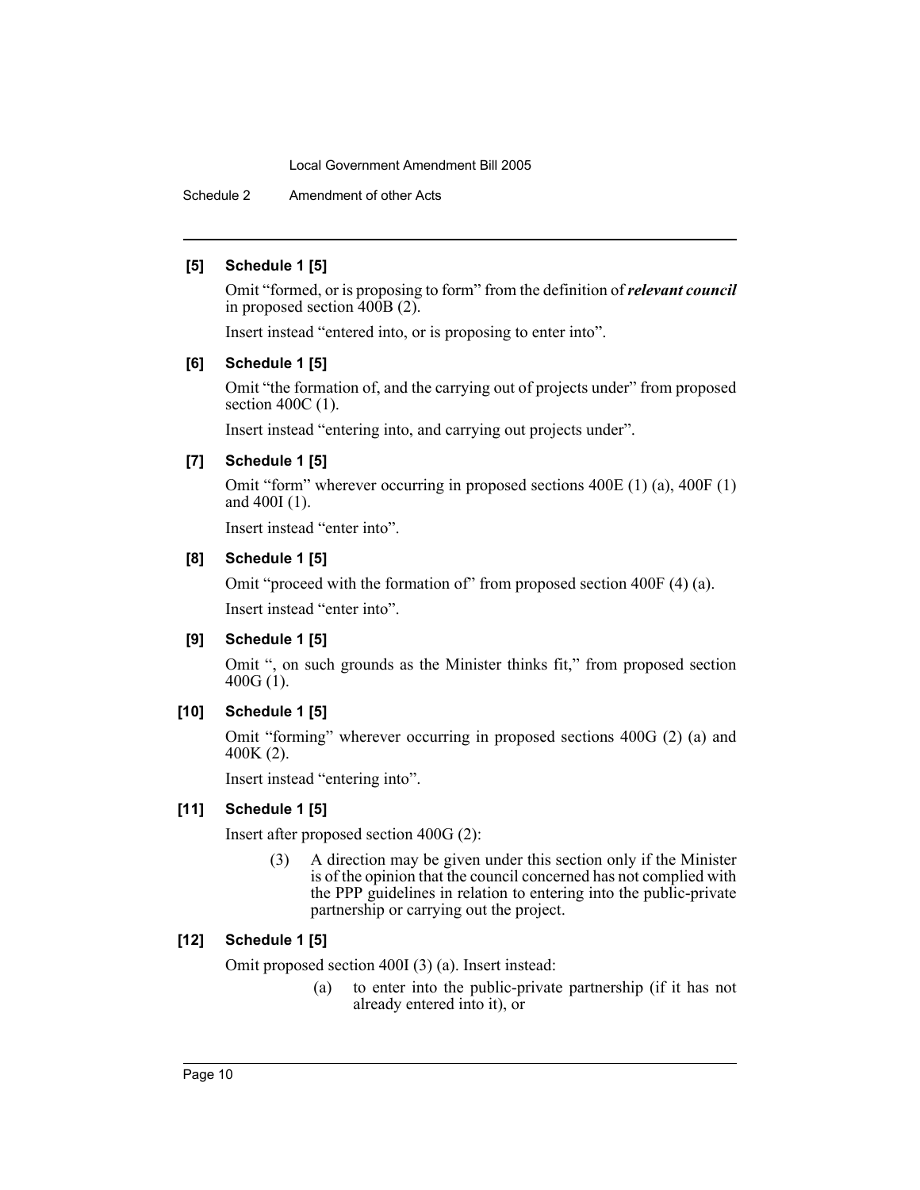### [5] Schedule 1 [5]

Omit "formed, or is proposing to form" from the definition of ***relevant council*** in proposed section 400B (2).

Insert instead "entered into, or is proposing to enter into".

### [6] Schedule 1 [5]

Omit "the formation of, and the carrying out of projects under" from proposed section 400C (1).

Insert instead "entering into, and carrying out projects under".

### [7] Schedule 1 [5]

Omit "form" wherever occurring in proposed sections 400E (1) (a), 400F (1) and 400I (1).

Insert instead "enter into".

### [8] Schedule 1 [5]

Omit "proceed with the formation of" from proposed section 400F (4) (a).

Insert instead "enter into".

### [9] Schedule 1 [5]

Omit ", on such grounds as the Minister thinks fit," from proposed section 400G (1).

### [10] Schedule 1 [5]

Omit "forming" wherever occurring in proposed sections 400G (2) (a) and 400K (2).

Insert instead "entering into".

### [11] Schedule 1 [5]

Insert after proposed section 400G (2):

> (3) A direction may be given under this section only if the Minister is of the opinion that the council concerned has not complied with the PPP guidelines in relation to entering into the public-private partnership or carrying out the project.

### [12] Schedule 1 [5]

Omit proposed section 400I (3) (a). Insert instead:

> (a) to enter into the public-private partnership (if it has not already entered into it), or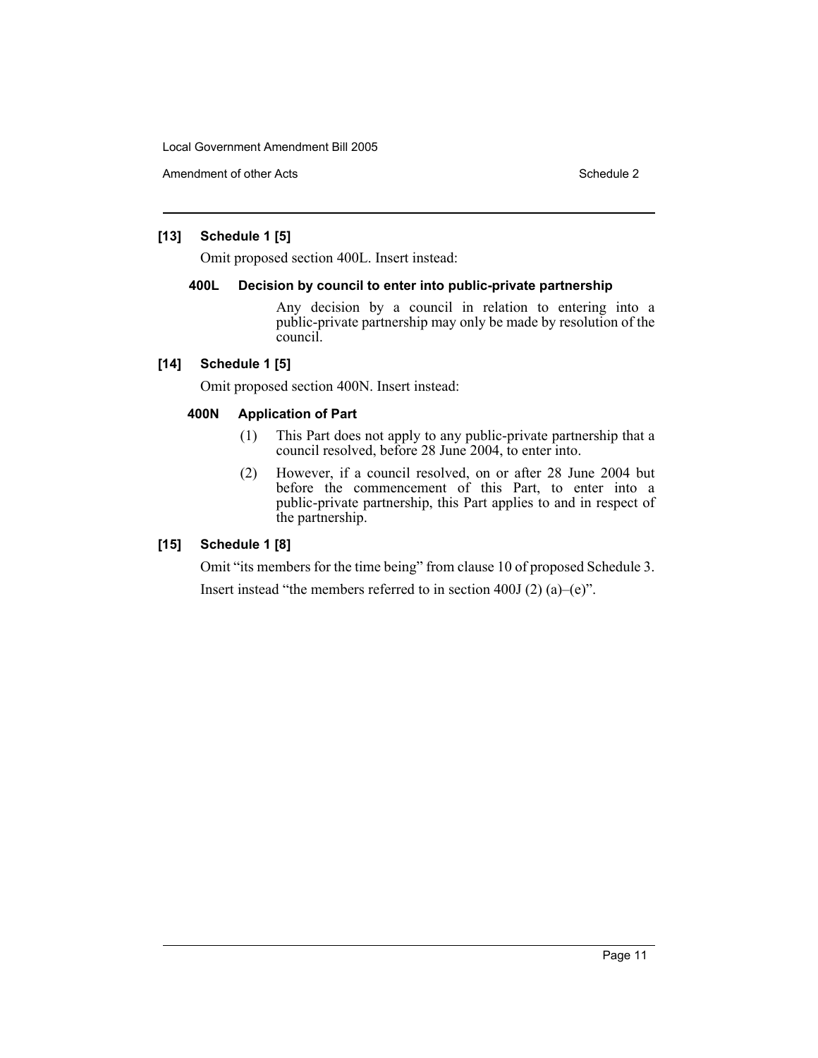**[13] Schedule 1 [5]**

Omit proposed section 400L. Insert instead:

**400L Decision by council to enter into public-private partnership**

Any decision by a council in relation to entering into a public-private partnership may only be made by resolution of the council.

**[14] Schedule 1 [5]**

Omit proposed section 400N. Insert instead:

**400N Application of Part**

(1) This Part does not apply to any public-private partnership that a council resolved, before 28 June 2004, to enter into.

(2) However, if a council resolved, on or after 28 June 2004 but before the commencement of this Part, to enter into a public-private partnership, this Part applies to and in respect of the partnership.

**[15] Schedule 1 [8]**

Omit "its members for the time being" from clause 10 of proposed Schedule 3.

Insert instead "the members referred to in section 400J (2) (a)–(e)".